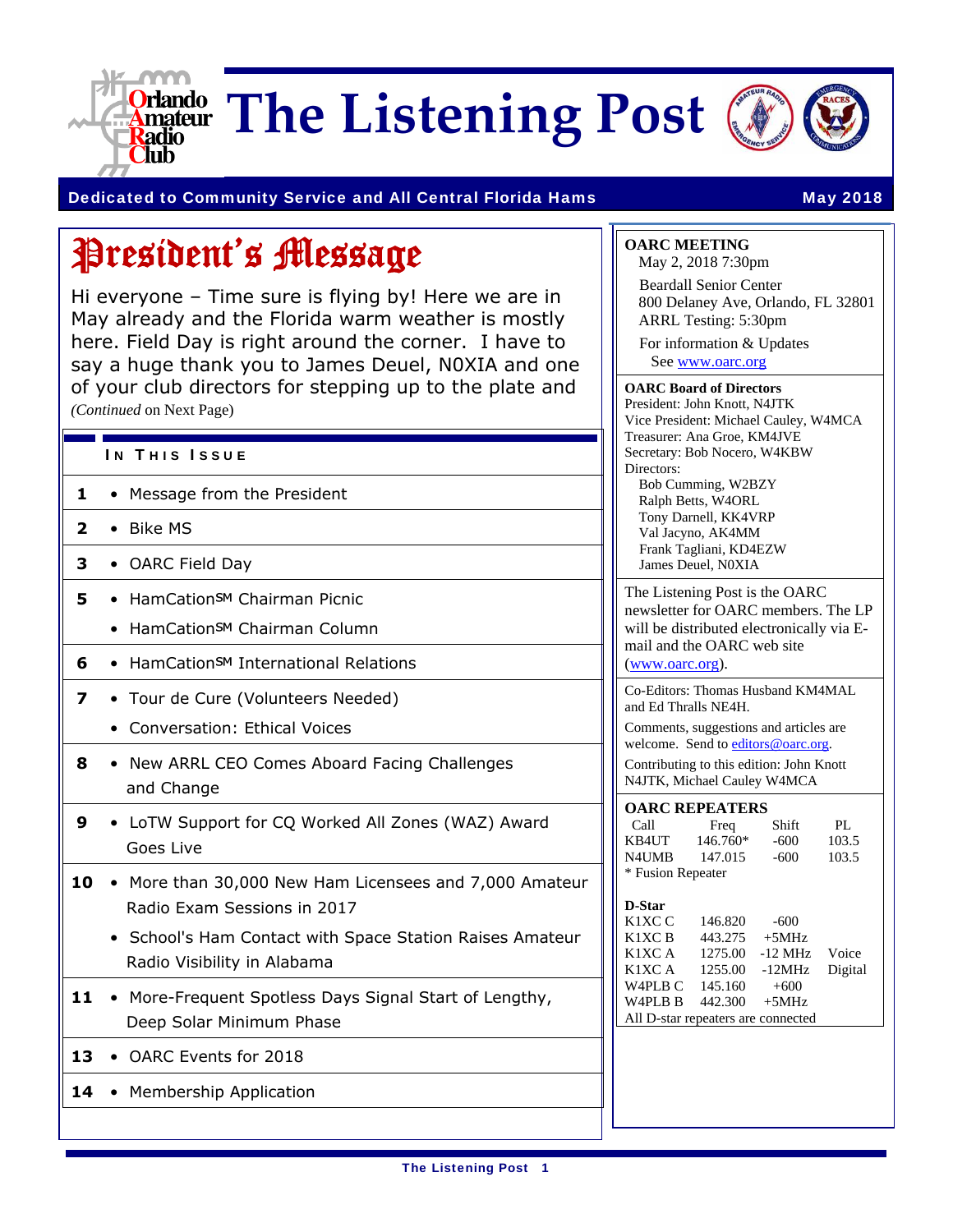# The Listening Post

**Dedicated to Community Service and All Central Florida Hams** — **May 2018**

## President's Message

Hi everyone – Time sure is flying by! Here we are in May already and the Florida warm weather is mostly here. Field Day is right around the corner. I have to say a huge thank you to James Deuel, N0XIA and one of your club directors for stepping up to the plate and

*(Continued* on Next Page)

### In This Issue

| | |
|---|---|
| **1** | • Message from the President |
| **2** | • Bike MS |
| **3** | • OARC Field Day |
| **5** | • HamCation℠ Chairman Picnic<br>• HamCation℠ Chairman Column |
| **6** | • HamCation℠ International Relations |
| **7** | • Tour de Cure (Volunteers Needed)<br>• Conversation: Ethical Voices |
| **8** | • New ARRL CEO Comes Aboard Facing Challenges and Change |
| **9** | • LoTW Support for CQ Worked All Zones (WAZ) Award Goes Live |
| **10** | • More than 30,000 New Ham Licensees and 7,000 Amateur Radio Exam Sessions in 2017<br>• School's Ham Contact with Space Station Raises Amateur Radio Visibility in Alabama |
| **11** | • More-Frequent Spotless Days Signal Start of Lengthy, Deep Solar Minimum Phase |
| **13** | • OARC Events for 2018 |
| **14** | • Membership Application |

**OARC MEETING**
May 2, 2018 7:30pm

Beardall Senior Center
800 Delaney Ave, Orlando, FL 32801
ARRL Testing: 5:30pm

For information & Updates
See www.oarc.org

**OARC Board of Directors**
President: John Knott, N4JTK
Vice President: Michael Cauley, W4MCA
Treasurer: Ana Groe, KM4JVE
Secretary: Bob Nocero, W4KBW
Directors:
Bob Cumming, W2BZY
Ralph Betts, W4ORL
Tony Darnell, KK4VRP
Val Jacyno, AK4MM
Frank Tagliani, KD4EZW
James Deuel, N0XIA

The Listening Post is the OARC newsletter for OARC members. The LP will be distributed electronically via E-mail and the OARC web site (www.oarc.org).

Co-Editors: Thomas Husband KM4MAL and Ed Thralls NE4H.

Comments, suggestions and articles are welcome. Send to editors@oarc.org.

Contributing to this edition: John Knott N4JTK, Michael Cauley W4MCA

**OARC REPEATERS**

| Call | Freq | Shift | PL |
|---|---|---|---|
| KB4UT | 146.760* | -600 | 103.5 |
| N4UMB | 147.015 | -600 | 103.5 |

\* Fusion Repeater

**D-Star**

| | | | |
|---|---|---|---|
| K1XC C | 146.820 | -600 | |
| K1XC B | 443.275 | +5MHz | |
| K1XC A | 1275.00 | -12 MHz | Voice |
| K1XC A | 1255.00 | -12MHz | Digital |
| W4PLB C | 145.160 | +600 | |
| W4PLB B | 442.300 | +5MHz | |

All D-star repeaters are connected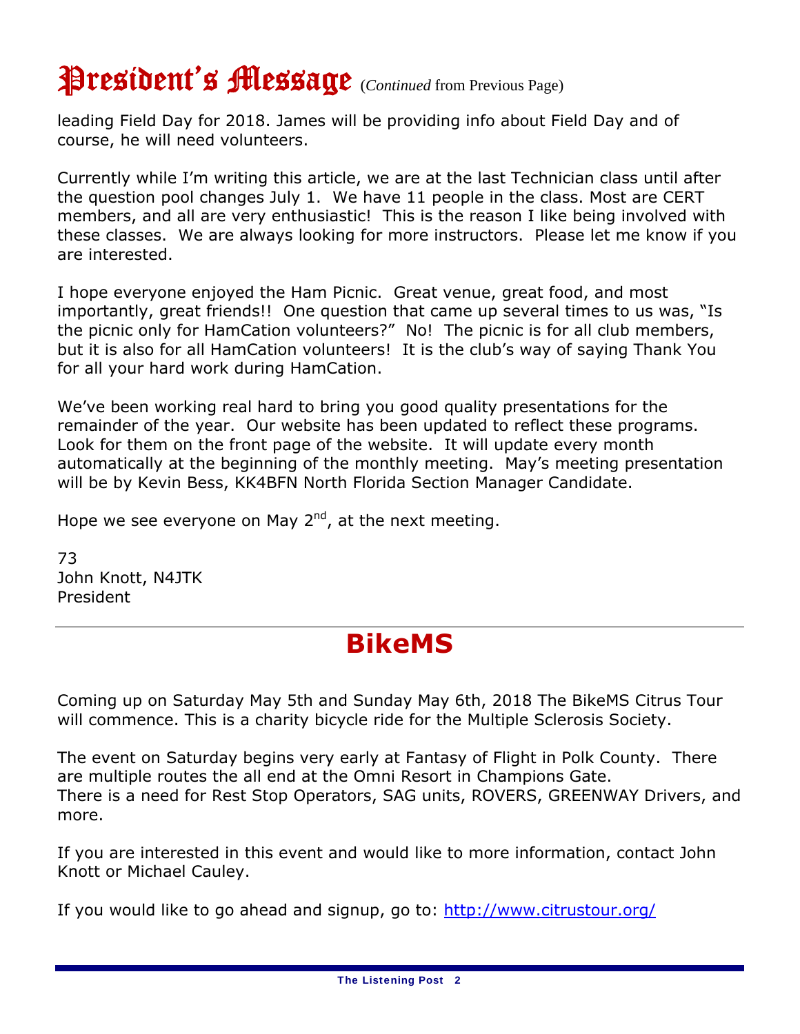# President's Message (*Continued* from Previous Page)

leading Field Day for 2018. James will be providing info about Field Day and of course, he will need volunteers.

Currently while I'm writing this article, we are at the last Technician class until after the question pool changes July 1. We have 11 people in the class. Most are CERT members, and all are very enthusiastic! This is the reason I like being involved with these classes. We are always looking for more instructors. Please let me know if you are interested.

I hope everyone enjoyed the Ham Picnic. Great venue, great food, and most importantly, great friends!! One question that came up several times to us was, "Is the picnic only for HamCation volunteers?" No! The picnic is for all club members, but it is also for all HamCation volunteers! It is the club's way of saying Thank You for all your hard work during HamCation.

We've been working real hard to bring you good quality presentations for the remainder of the year. Our website has been updated to reflect these programs. Look for them on the front page of the website. It will update every month automatically at the beginning of the monthly meeting. May's meeting presentation will be by Kevin Bess, KK4BFN North Florida Section Manager Candidate.

Hope we see everyone on May 2nd, at the next meeting.

73
John Knott, N4JTK
President

---

# BikeMS

Coming up on Saturday May 5th and Sunday May 6th, 2018 The BikeMS Citrus Tour will commence. This is a charity bicycle ride for the Multiple Sclerosis Society.

The event on Saturday begins very early at Fantasy of Flight in Polk County. There are multiple routes the all end at the Omni Resort in Champions Gate.
There is a need for Rest Stop Operators, SAG units, ROVERS, GREENWAY Drivers, and more.

If you are interested in this event and would like to more information, contact John Knott or Michael Cauley.

If you would like to go ahead and signup, go to: http://www.citrustour.org/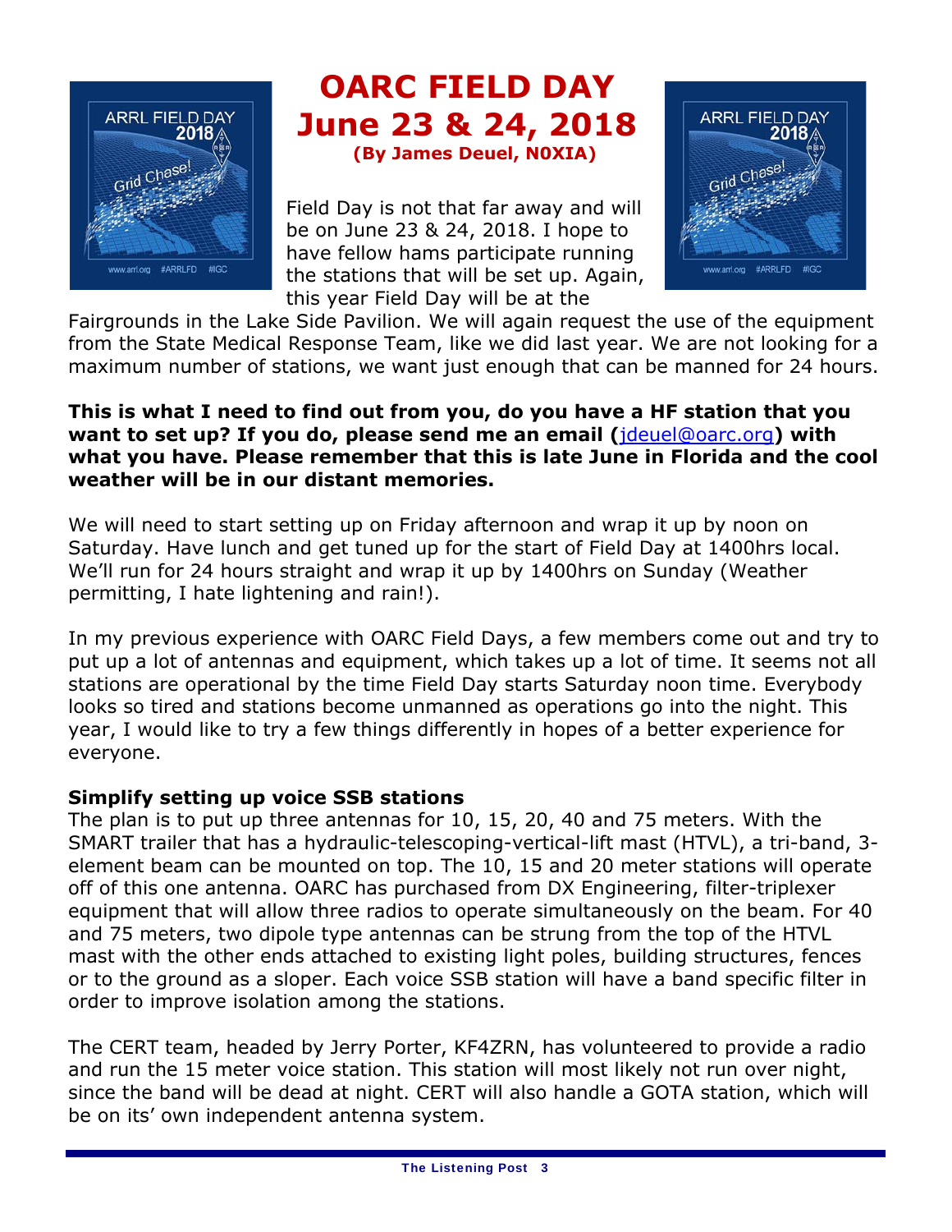# OARC FIELD DAY
# June 23 & 24, 2018

**(By James Deuel, N0XIA)**

Field Day is not that far away and will be on June 23 & 24, 2018. I hope to have fellow hams participate running the stations that will be set up. Again, this year Field Day will be at the Fairgrounds in the Lake Side Pavilion. We will again request the use of the equipment from the State Medical Response Team, like we did last year. We are not looking for a maximum number of stations, we want just enough that can be manned for 24 hours.

**This is what I need to find out from you, do you have a HF station that you want to set up? If you do, please send me an email (jdeuel@oarc.org) with what you have. Please remember that this is late June in Florida and the cool weather will be in our distant memories.**

We will need to start setting up on Friday afternoon and wrap it up by noon on Saturday. Have lunch and get tuned up for the start of Field Day at 1400hrs local. We'll run for 24 hours straight and wrap it up by 1400hrs on Sunday (Weather permitting, I hate lightening and rain!).

In my previous experience with OARC Field Days, a few members come out and try to put up a lot of antennas and equipment, which takes up a lot of time. It seems not all stations are operational by the time Field Day starts Saturday noon time. Everybody looks so tired and stations become unmanned as operations go into the night. This year, I would like to try a few things differently in hopes of a better experience for everyone.

**Simplify setting up voice SSB stations**

The plan is to put up three antennas for 10, 15, 20, 40 and 75 meters. With the SMART trailer that has a hydraulic-telescoping-vertical-lift mast (HTVL), a tri-band, 3-element beam can be mounted on top. The 10, 15 and 20 meter stations will operate off of this one antenna. OARC has purchased from DX Engineering, filter-triplexer equipment that will allow three radios to operate simultaneously on the beam. For 40 and 75 meters, two dipole type antennas can be strung from the top of the HTVL mast with the other ends attached to existing light poles, building structures, fences or to the ground as a sloper. Each voice SSB station will have a band specific filter in order to improve isolation among the stations.

The CERT team, headed by Jerry Porter, KF4ZRN, has volunteered to provide a radio and run the 15 meter voice station. This station will most likely not run over night, since the band will be dead at night. CERT will also handle a GOTA station, which will be on its' own independent antenna system.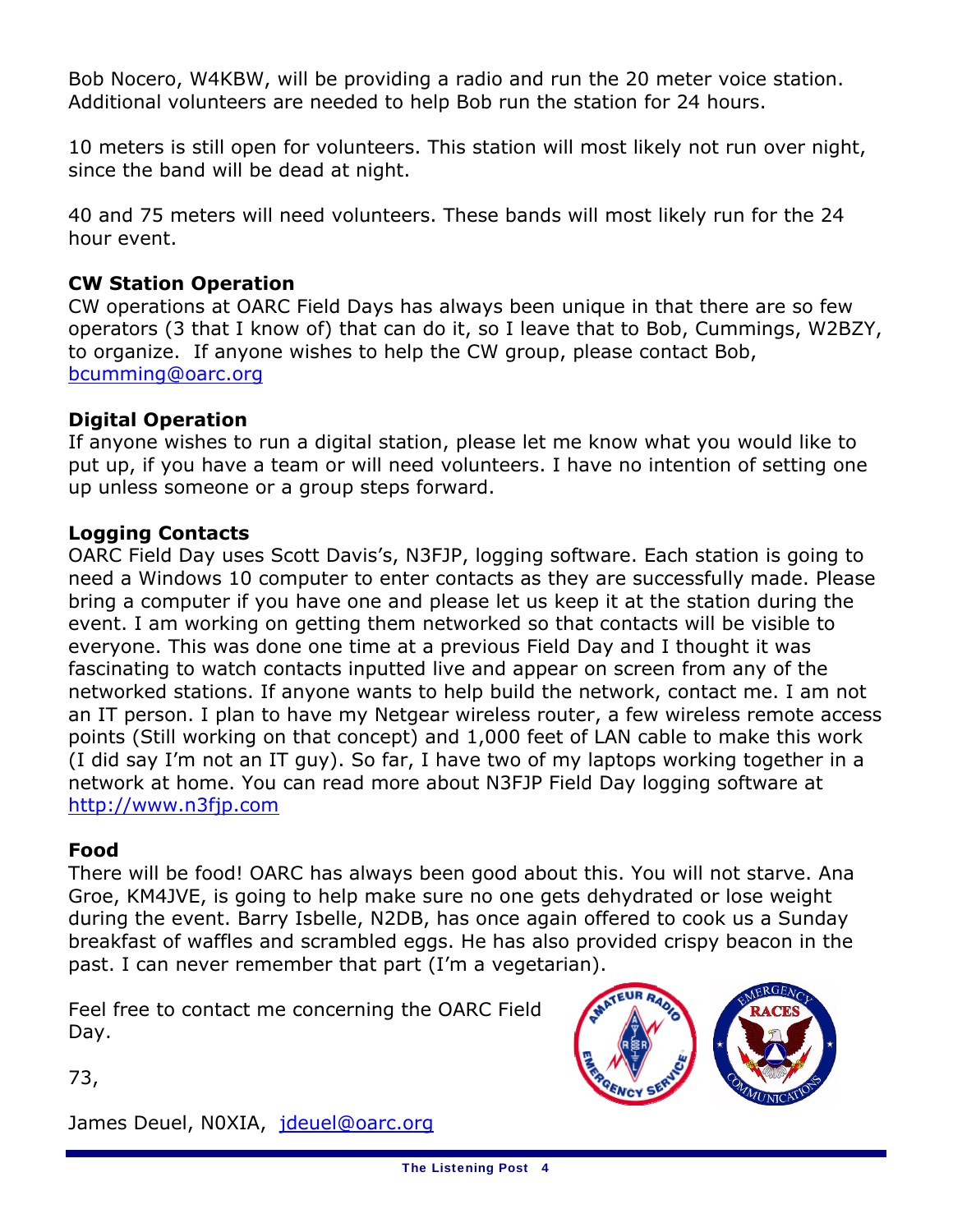Bob Nocero, W4KBW, will be providing a radio and run the 20 meter voice station. Additional volunteers are needed to help Bob run the station for 24 hours.

10 meters is still open for volunteers. This station will most likely not run over night, since the band will be dead at night.

40 and 75 meters will need volunteers. These bands will most likely run for the 24 hour event.

**CW Station Operation**
CW operations at OARC Field Days has always been unique in that there are so few operators (3 that I know of) that can do it, so I leave that to Bob, Cummings, W2BZY, to organize. If anyone wishes to help the CW group, please contact Bob, bcumming@oarc.org

**Digital Operation**
If anyone wishes to run a digital station, please let me know what you would like to put up, if you have a team or will need volunteers. I have no intention of setting one up unless someone or a group steps forward.

**Logging Contacts**
OARC Field Day uses Scott Davis's, N3FJP, logging software. Each station is going to need a Windows 10 computer to enter contacts as they are successfully made. Please bring a computer if you have one and please let us keep it at the station during the event. I am working on getting them networked so that contacts will be visible to everyone. This was done one time at a previous Field Day and I thought it was fascinating to watch contacts inputted live and appear on screen from any of the networked stations. If anyone wants to help build the network, contact me. I am not an IT person. I plan to have my Netgear wireless router, a few wireless remote access points (Still working on that concept) and 1,000 feet of LAN cable to make this work (I did say I'm not an IT guy). So far, I have two of my laptops working together in a network at home. You can read more about N3FJP Field Day logging software at http://www.n3fjp.com

**Food**
There will be food! OARC has always been good about this. You will not starve. Ana Groe, KM4JVE, is going to help make sure no one gets dehydrated or lose weight during the event. Barry Isbelle, N2DB, has once again offered to cook us a Sunday breakfast of waffles and scrambled eggs. He has also provided crispy beacon in the past. I can never remember that part (I'm a vegetarian).

Feel free to contact me concerning the OARC Field Day.

73,

James Deuel, N0XIA, jdeuel@oarc.org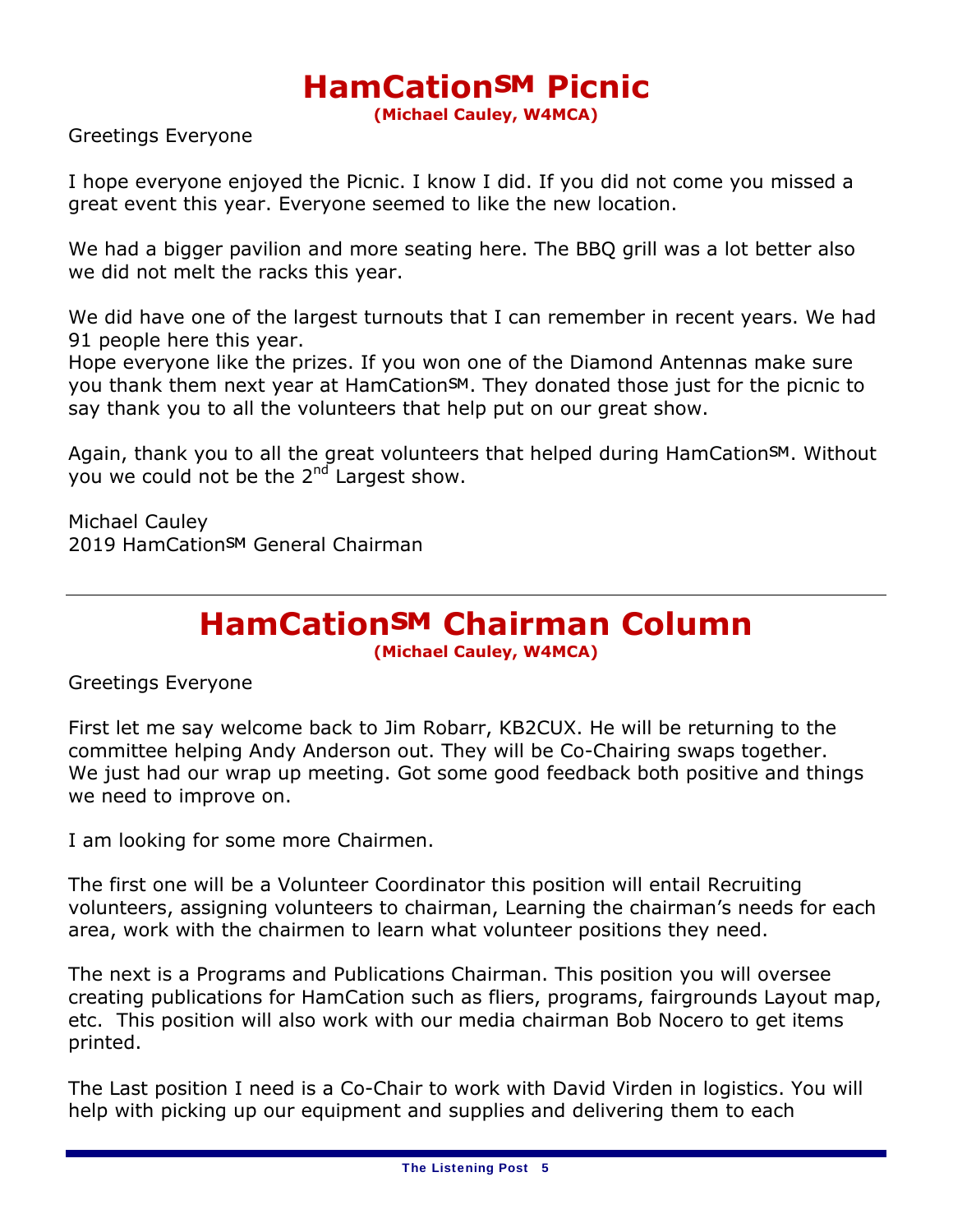# HamCation℠ Picnic

**(Michael Cauley, W4MCA)**

Greetings Everyone

I hope everyone enjoyed the Picnic. I know I did. If you did not come you missed a great event this year. Everyone seemed to like the new location.

We had a bigger pavilion and more seating here. The BBQ grill was a lot better also we did not melt the racks this year.

We did have one of the largest turnouts that I can remember in recent years. We had 91 people here this year.
Hope everyone like the prizes. If you won one of the Diamond Antennas make sure you thank them next year at HamCation℠. They donated those just for the picnic to say thank you to all the volunteers that help put on our great show.

Again, thank you to all the great volunteers that helped during HamCation℠. Without you we could not be the 2nd Largest show.

Michael Cauley
2019 HamCation℠ General Chairman

---

# HamCation℠ Chairman Column

**(Michael Cauley, W4MCA)**

Greetings Everyone

First let me say welcome back to Jim Robarr, KB2CUX. He will be returning to the committee helping Andy Anderson out. They will be Co-Chairing swaps together.
We just had our wrap up meeting. Got some good feedback both positive and things we need to improve on.

I am looking for some more Chairmen.

The first one will be a Volunteer Coordinator this position will entail Recruiting volunteers, assigning volunteers to chairman, Learning the chairman's needs for each area, work with the chairmen to learn what volunteer positions they need.

The next is a Programs and Publications Chairman. This position you will oversee creating publications for HamCation such as fliers, programs, fairgrounds Layout map, etc. This position will also work with our media chairman Bob Nocero to get items printed.

The Last position I need is a Co-Chair to work with David Virden in logistics. You will help with picking up our equipment and supplies and delivering them to each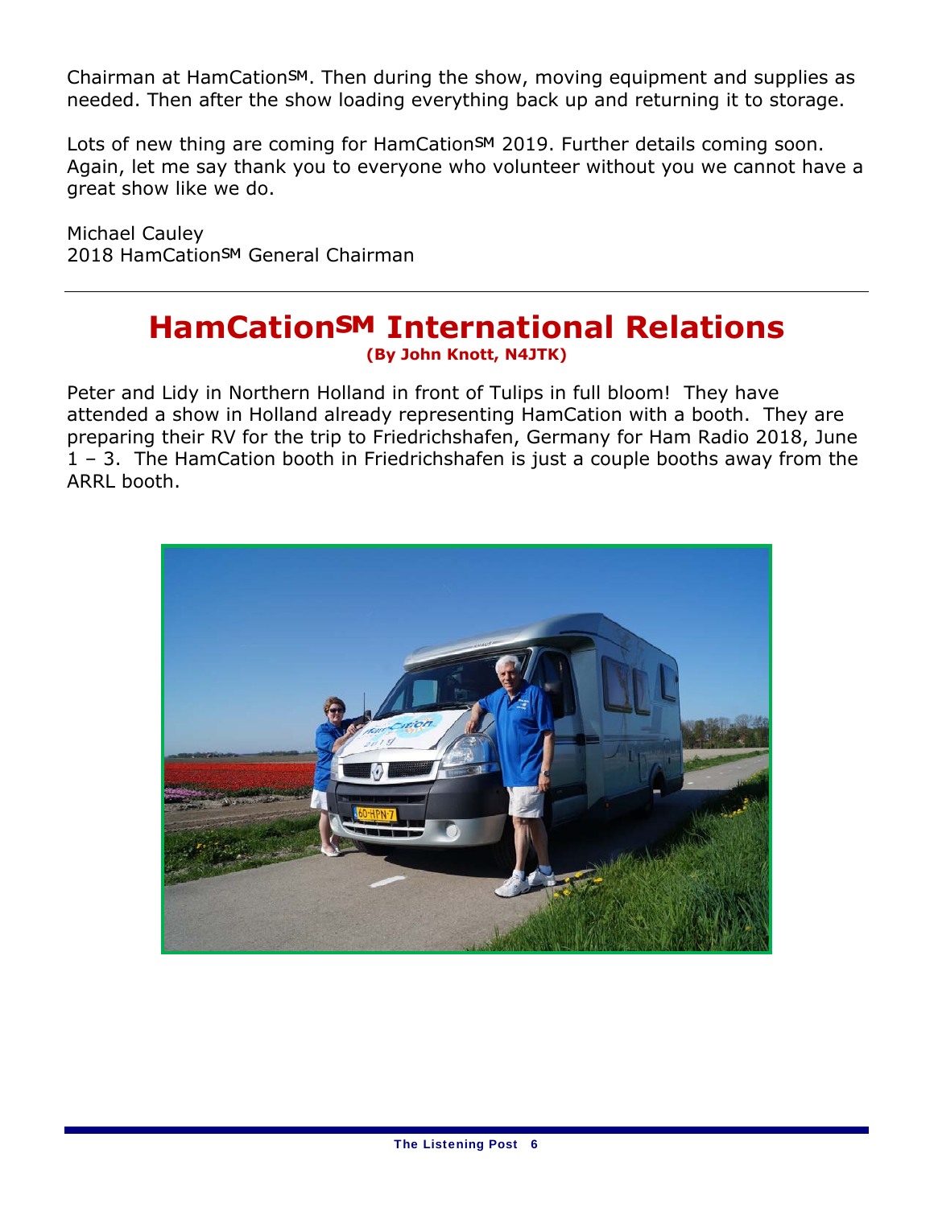Chairman at HamCation℠. Then during the show, moving equipment and supplies as needed. Then after the show loading everything back up and returning it to storage.

Lots of new thing are coming for HamCation℠ 2019. Further details coming soon. Again, let me say thank you to everyone who volunteer without you we cannot have a great show like we do.

Michael Cauley
2018 HamCation℠ General Chairman

---

# HamCation℠ International Relations

**(By John Knott, N4JTK)**

Peter and Lidy in Northern Holland in front of Tulips in full bloom! They have attended a show in Holland already representing HamCation with a booth. They are preparing their RV for the trip to Friedrichshafen, Germany for Ham Radio 2018, June 1 – 3. The HamCation booth in Friedrichshafen is just a couple booths away from the ARRL booth.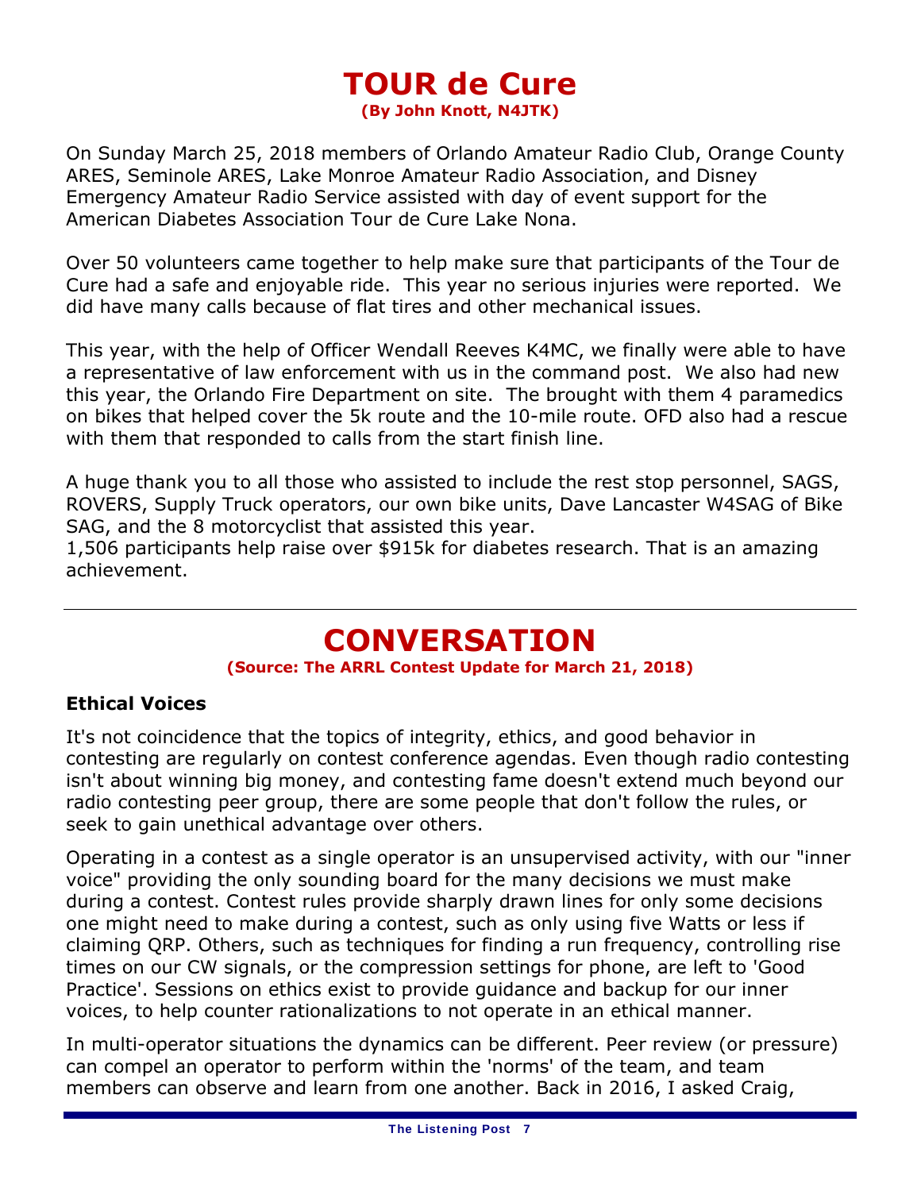# TOUR de Cure

**(By John Knott, N4JTK)**

On Sunday March 25, 2018 members of Orlando Amateur Radio Club, Orange County ARES, Seminole ARES, Lake Monroe Amateur Radio Association, and Disney Emergency Amateur Radio Service assisted with day of event support for the American Diabetes Association Tour de Cure Lake Nona.

Over 50 volunteers came together to help make sure that participants of the Tour de Cure had a safe and enjoyable ride. This year no serious injuries were reported. We did have many calls because of flat tires and other mechanical issues.

This year, with the help of Officer Wendall Reeves K4MC, we finally were able to have a representative of law enforcement with us in the command post. We also had new this year, the Orlando Fire Department on site. The brought with them 4 paramedics on bikes that helped cover the 5k route and the 10-mile route. OFD also had a rescue with them that responded to calls from the start finish line.

A huge thank you to all those who assisted to include the rest stop personnel, SAGS, ROVERS, Supply Truck operators, our own bike units, Dave Lancaster W4SAG of Bike SAG, and the 8 motorcyclist that assisted this year.
1,506 participants help raise over $915k for diabetes research. That is an amazing achievement.

---

# CONVERSATION

**(Source: The ARRL Contest Update for March 21, 2018)**

### Ethical Voices

It's not coincidence that the topics of integrity, ethics, and good behavior in contesting are regularly on contest conference agendas. Even though radio contesting isn't about winning big money, and contesting fame doesn't extend much beyond our radio contesting peer group, there are some people that don't follow the rules, or seek to gain unethical advantage over others.

Operating in a contest as a single operator is an unsupervised activity, with our "inner voice" providing the only sounding board for the many decisions we must make during a contest. Contest rules provide sharply drawn lines for only some decisions one might need to make during a contest, such as only using five Watts or less if claiming QRP. Others, such as techniques for finding a run frequency, controlling rise times on our CW signals, or the compression settings for phone, are left to 'Good Practice'. Sessions on ethics exist to provide guidance and backup for our inner voices, to help counter rationalizations to not operate in an ethical manner.

In multi-operator situations the dynamics can be different. Peer review (or pressure) can compel an operator to perform within the 'norms' of the team, and team members can observe and learn from one another. Back in 2016, I asked Craig,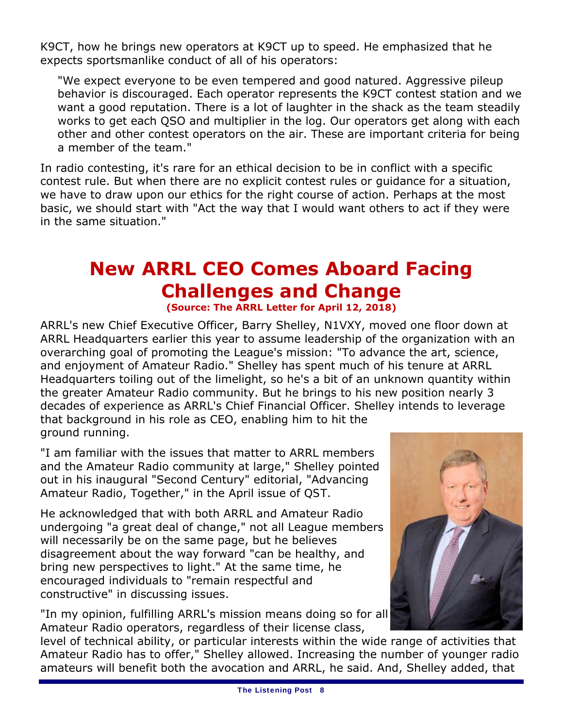K9CT, how he brings new operators at K9CT up to speed. He emphasized that he expects sportsmanlike conduct of all of his operators:

> "We expect everyone to be even tempered and good natured. Aggressive pileup behavior is discouraged. Each operator represents the K9CT contest station and we want a good reputation. There is a lot of laughter in the shack as the team steadily works to get each QSO and multiplier in the log. Our operators get along with each other and other contest operators on the air. These are important criteria for being a member of the team."

In radio contesting, it's rare for an ethical decision to be in conflict with a specific contest rule. But when there are no explicit contest rules or guidance for a situation, we have to draw upon our ethics for the right course of action. Perhaps at the most basic, we should start with "Act the way that I would want others to act if they were in the same situation."

# New ARRL CEO Comes Aboard Facing Challenges and Change

**(Source: The ARRL Letter for April 12, 2018)**

ARRL's new Chief Executive Officer, Barry Shelley, N1VXY, moved one floor down at ARRL Headquarters earlier this year to assume leadership of the organization with an overarching goal of promoting the League's mission: "To advance the art, science, and enjoyment of Amateur Radio." Shelley has spent much of his tenure at ARRL Headquarters toiling out of the limelight, so he's a bit of an unknown quantity within the greater Amateur Radio community. But he brings to his new position nearly 3 decades of experience as ARRL's Chief Financial Officer. Shelley intends to leverage that background in his role as CEO, enabling him to hit the ground running.

"I am familiar with the issues that matter to ARRL members and the Amateur Radio community at large," Shelley pointed out in his inaugural "Second Century" editorial, "Advancing Amateur Radio, Together," in the April issue of QST.

He acknowledged that with both ARRL and Amateur Radio undergoing "a great deal of change," not all League members will necessarily be on the same page, but he believes disagreement about the way forward "can be healthy, and bring new perspectives to light." At the same time, he encouraged individuals to "remain respectful and constructive" in discussing issues.

"In my opinion, fulfilling ARRL's mission means doing so for all Amateur Radio operators, regardless of their license class, level of technical ability, or particular interests within the wide range of activities that Amateur Radio has to offer," Shelley allowed. Increasing the number of younger radio amateurs will benefit both the avocation and ARRL, he said. And, Shelley added, that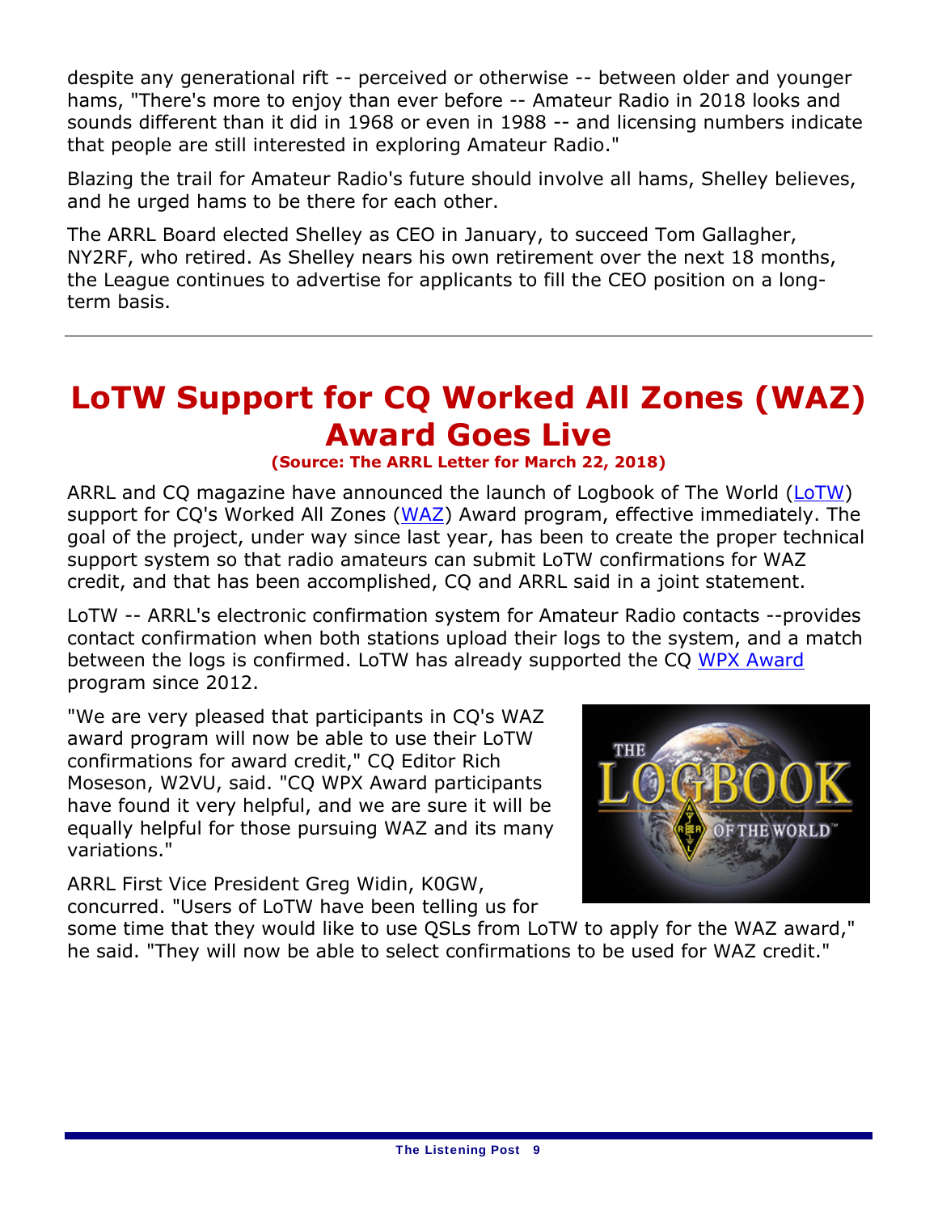despite any generational rift -- perceived or otherwise -- between older and younger hams, "There's more to enjoy than ever before -- Amateur Radio in 2018 looks and sounds different than it did in 1968 or even in 1988 -- and licensing numbers indicate that people are still interested in exploring Amateur Radio."

Blazing the trail for Amateur Radio's future should involve all hams, Shelley believes, and he urged hams to be there for each other.

The ARRL Board elected Shelley as CEO in January, to succeed Tom Gallagher, NY2RF, who retired. As Shelley nears his own retirement over the next 18 months, the League continues to advertise for applicants to fill the CEO position on a long-term basis.

---

# LoTW Support for CQ Worked All Zones (WAZ) Award Goes Live

**(Source: The ARRL Letter for March 22, 2018)**

ARRL and CQ magazine have announced the launch of Logbook of The World (LoTW) support for CQ's Worked All Zones (WAZ) Award program, effective immediately. The goal of the project, under way since last year, has been to create the proper technical support system so that radio amateurs can submit LoTW confirmations for WAZ credit, and that has been accomplished, CQ and ARRL said in a joint statement.

LoTW -- ARRL's electronic confirmation system for Amateur Radio contacts --provides contact confirmation when both stations upload their logs to the system, and a match between the logs is confirmed. LoTW has already supported the CQ WPX Award program since 2012.

"We are very pleased that participants in CQ's WAZ award program will now be able to use their LoTW confirmations for award credit," CQ Editor Rich Moseson, W2VU, said. "CQ WPX Award participants have found it very helpful, and we are sure it will be equally helpful for those pursuing WAZ and its many variations."

ARRL First Vice President Greg Widin, K0GW, concurred. "Users of LoTW have been telling us for some time that they would like to use QSLs from LoTW to apply for the WAZ award," he said. "They will now be able to select confirmations to be used for WAZ credit."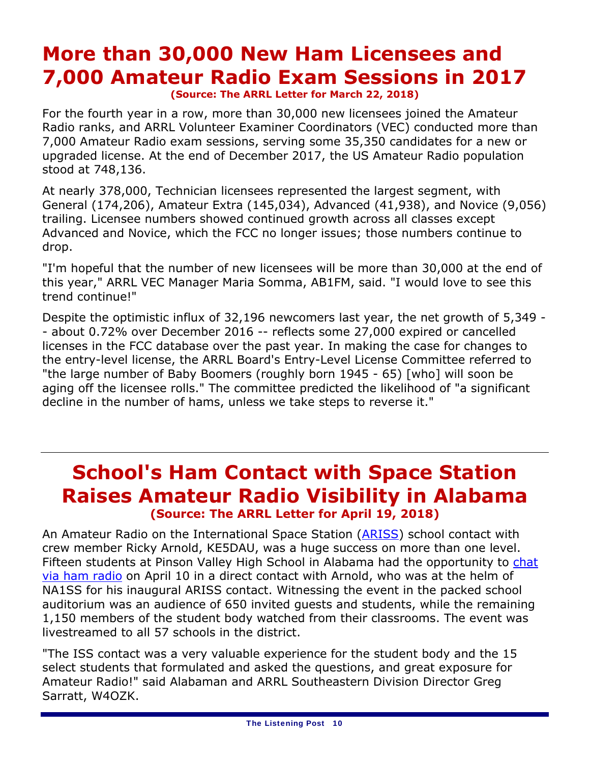# More than 30,000 New Ham Licensees and 7,000 Amateur Radio Exam Sessions in 2017

**(Source: The ARRL Letter for March 22, 2018)**

For the fourth year in a row, more than 30,000 new licensees joined the Amateur Radio ranks, and ARRL Volunteer Examiner Coordinators (VEC) conducted more than 7,000 Amateur Radio exam sessions, serving some 35,350 candidates for a new or upgraded license. At the end of December 2017, the US Amateur Radio population stood at 748,136.

At nearly 378,000, Technician licensees represented the largest segment, with General (174,206), Amateur Extra (145,034), Advanced (41,938), and Novice (9,056) trailing. Licensee numbers showed continued growth across all classes except Advanced and Novice, which the FCC no longer issues; those numbers continue to drop.

"I'm hopeful that the number of new licensees will be more than 30,000 at the end of this year," ARRL VEC Manager Maria Somma, AB1FM, said. "I would love to see this trend continue!"

Despite the optimistic influx of 32,196 newcomers last year, the net growth of 5,349 -- about 0.72% over December 2016 -- reflects some 27,000 expired or cancelled licenses in the FCC database over the past year. In making the case for changes to the entry-level license, the ARRL Board's Entry-Level License Committee referred to "the large number of Baby Boomers (roughly born 1945 - 65) [who] will soon be aging off the licensee rolls." The committee predicted the likelihood of "a significant decline in the number of hams, unless we take steps to reverse it."

---

# School's Ham Contact with Space Station Raises Amateur Radio Visibility in Alabama

**(Source: The ARRL Letter for April 19, 2018)**

An Amateur Radio on the International Space Station (ARISS) school contact with crew member Ricky Arnold, KE5DAU, was a huge success on more than one level. Fifteen students at Pinson Valley High School in Alabama had the opportunity to chat via ham radio on April 10 in a direct contact with Arnold, who was at the helm of NA1SS for his inaugural ARISS contact. Witnessing the event in the packed school auditorium was an audience of 650 invited guests and students, while the remaining 1,150 members of the student body watched from their classrooms. The event was livestreamed to all 57 schools in the district.

"The ISS contact was a very valuable experience for the student body and the 15 select students that formulated and asked the questions, and great exposure for Amateur Radio!" said Alabaman and ARRL Southeastern Division Director Greg Sarratt, W4OZK.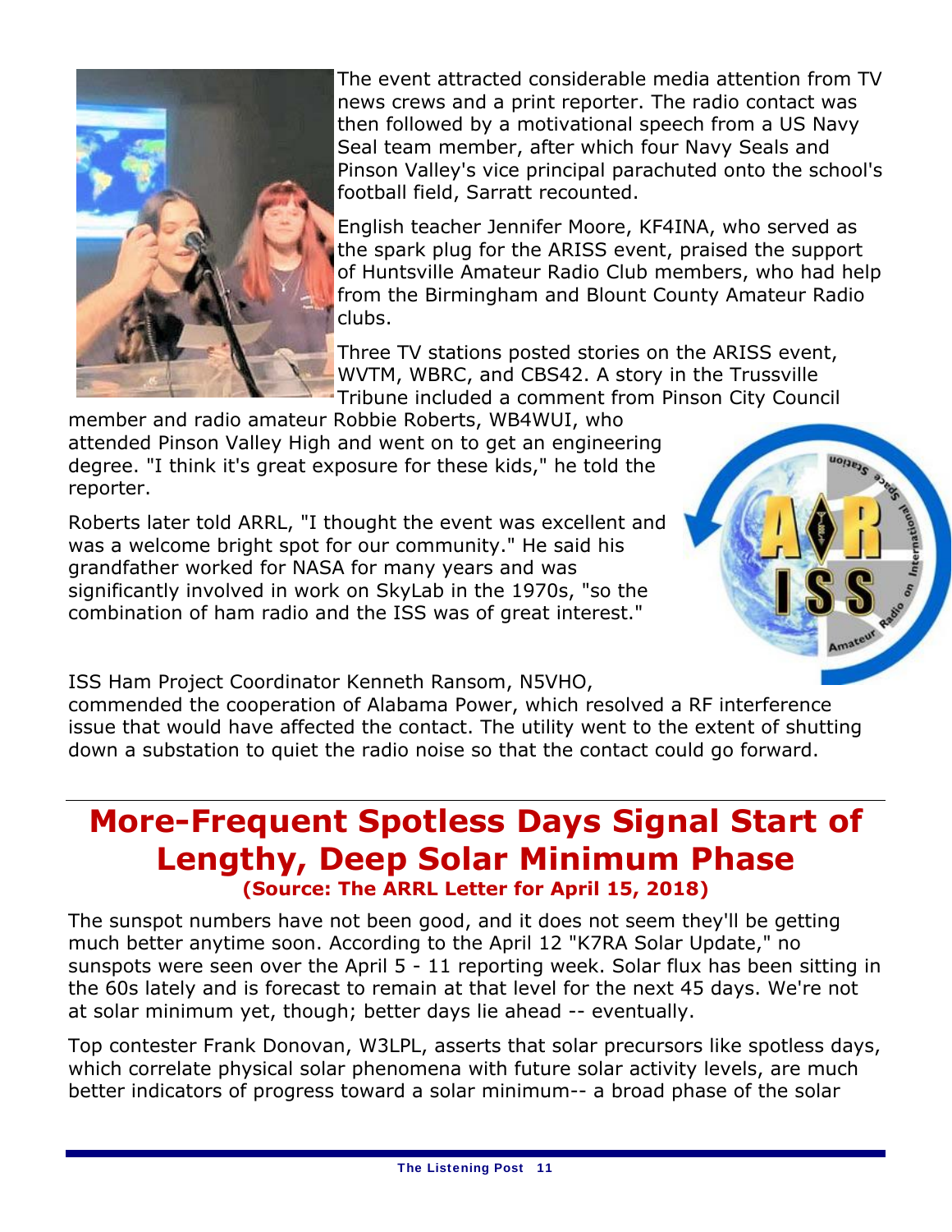The event attracted considerable media attention from TV news crews and a print reporter. The radio contact was then followed by a motivational speech from a US Navy Seal team member, after which four Navy Seals and Pinson Valley's vice principal parachuted onto the school's football field, Sarratt recounted.

English teacher Jennifer Moore, KF4INA, who served as the spark plug for the ARISS event, praised the support of Huntsville Amateur Radio Club members, who had help from the Birmingham and Blount County Amateur Radio clubs.

Three TV stations posted stories on the ARISS event, WVTM, WBRC, and CBS42. A story in the Trussville Tribune included a comment from Pinson City Council member and radio amateur Robbie Roberts, WB4WUI, who attended Pinson Valley High and went on to get an engineering degree. "I think it's great exposure for these kids," he told the reporter.

Roberts later told ARRL, "I thought the event was excellent and was a welcome bright spot for our community." He said his grandfather worked for NASA for many years and was significantly involved in work on SkyLab in the 1970s, "so the combination of ham radio and the ISS was of great interest."

ISS Ham Project Coordinator Kenneth Ransom, N5VHO, commended the cooperation of Alabama Power, which resolved a RF interference issue that would have affected the contact. The utility went to the extent of shutting down a substation to quiet the radio noise so that the contact could go forward.

# More-Frequent Spotless Days Signal Start of Lengthy, Deep Solar Minimum Phase

**(Source: The ARRL Letter for April 15, 2018)**

The sunspot numbers have not been good, and it does not seem they'll be getting much better anytime soon. According to the April 12 "K7RA Solar Update," no sunspots were seen over the April 5 - 11 reporting week. Solar flux has been sitting in the 60s lately and is forecast to remain at that level for the next 45 days. We're not at solar minimum yet, though; better days lie ahead -- eventually.

Top contester Frank Donovan, W3LPL, asserts that solar precursors like spotless days, which correlate physical solar phenomena with future solar activity levels, are much better indicators of progress toward a solar minimum-- a broad phase of the solar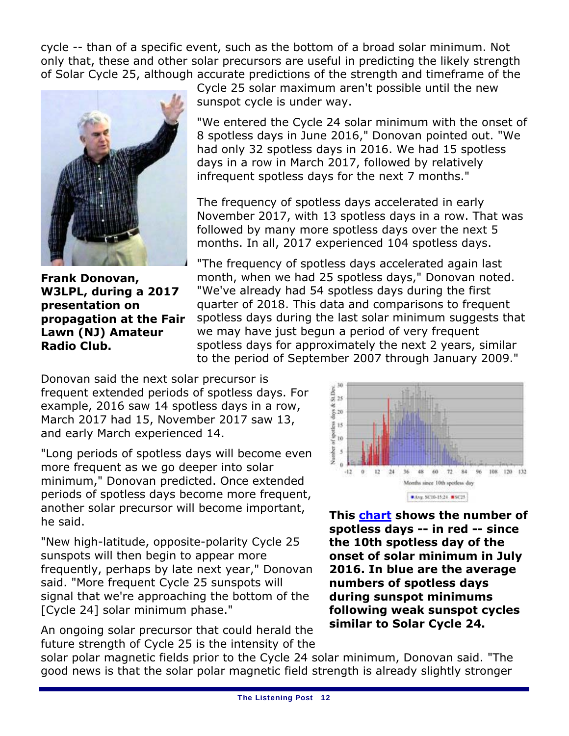cycle -- than of a specific event, such as the bottom of a broad solar minimum. Not only that, these and other solar precursors are useful in predicting the likely strength of Solar Cycle 25, although accurate predictions of the strength and timeframe of the Cycle 25 solar maximum aren't possible until the new sunspot cycle is under way.

**Frank Donovan, W3LPL, during a 2017 presentation on propagation at the Fair Lawn (NJ) Amateur Radio Club.**

"We entered the Cycle 24 solar minimum with the onset of 8 spotless days in June 2016," Donovan pointed out. "We had only 32 spotless days in 2016. We had 15 spotless days in a row in March 2017, followed by relatively infrequent spotless days for the next 7 months."

The frequency of spotless days accelerated in early November 2017, with 13 spotless days in a row. That was followed by many more spotless days over the next 5 months. In all, 2017 experienced 104 spotless days.

"The frequency of spotless days accelerated again last month, when we had 25 spotless days," Donovan noted. "We've already had 54 spotless days during the first quarter of 2018. This data and comparisons to frequent spotless days during the last solar minimum suggests that we may have just begun a period of very frequent spotless days for approximately the next 2 years, similar to the period of September 2007 through January 2009."

Donovan said the next solar precursor is frequent extended periods of spotless days. For example, 2016 saw 14 spotless days in a row, March 2017 had 15, November 2017 saw 13, and early March experienced 14.

"Long periods of spotless days will become even more frequent as we go deeper into solar minimum," Donovan predicted. Once extended periods of spotless days become more frequent, another solar precursor will become important, he said.

"New high-latitude, opposite-polarity Cycle 25 sunspots will then begin to appear more frequently, perhaps by late next year," Donovan said. "More frequent Cycle 25 sunspots will signal that we're approaching the bottom of the [Cycle 24] solar minimum phase."

**This [chart](chart) shows the number of spotless days -- in red -- since the 10th spotless day of the onset of solar minimum in July 2016. In blue are the average numbers of spotless days during sunspot minimums following weak sunspot cycles similar to Solar Cycle 24.**

An ongoing solar precursor that could herald the future strength of Cycle 25 is the intensity of the solar polar magnetic fields prior to the Cycle 24 solar minimum, Donovan said. "The good news is that the solar polar magnetic field strength is already slightly stronger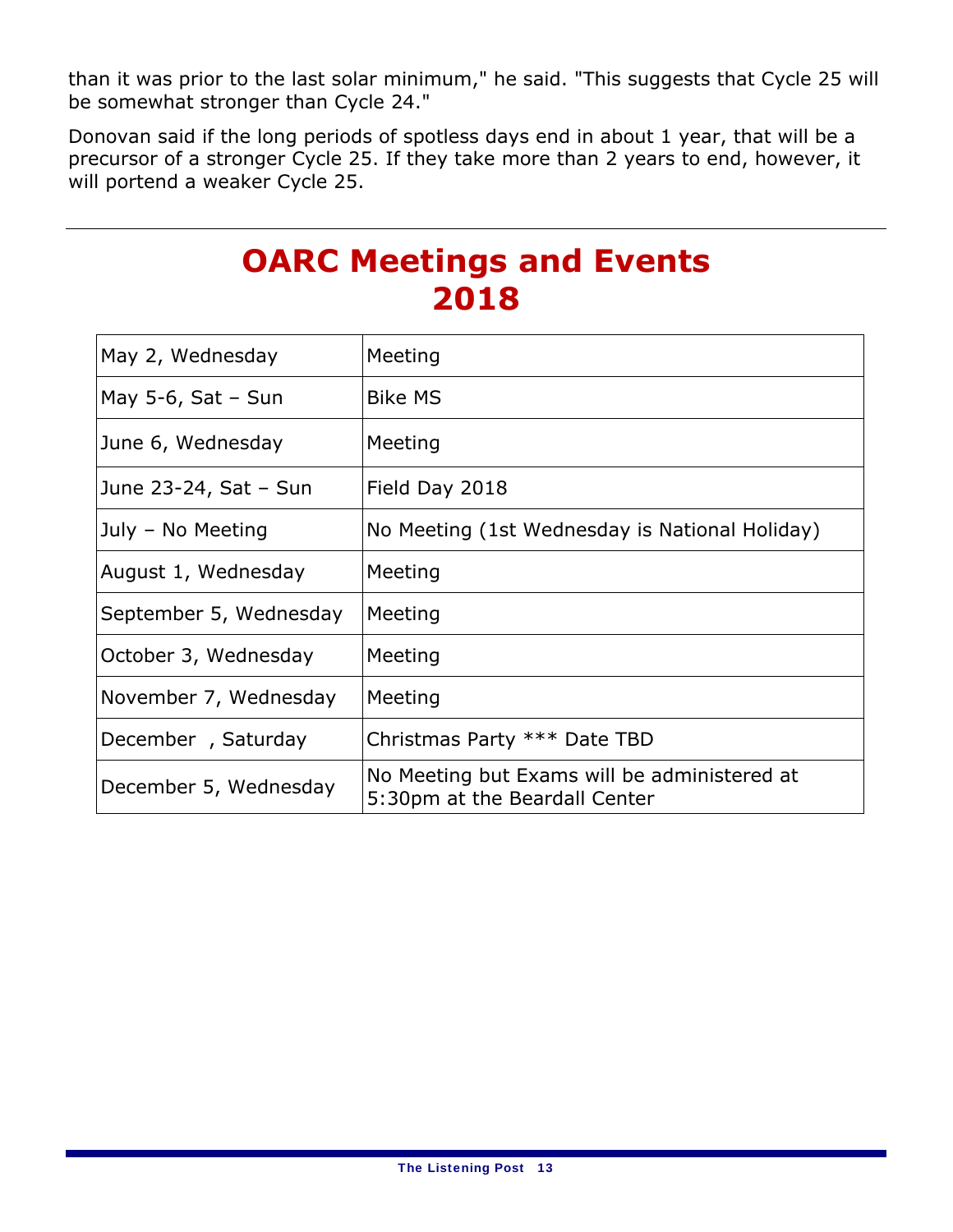than it was prior to the last solar minimum," he said. "This suggests that Cycle 25 will be somewhat stronger than Cycle 24."

Donovan said if the long periods of spotless days end in about 1 year, that will be a precursor of a stronger Cycle 25. If they take more than 2 years to end, however, it will portend a weaker Cycle 25.

---

# OARC Meetings and Events 2018

| | |
|---|---|
| May 2, Wednesday | Meeting |
| May 5-6, Sat – Sun | Bike MS |
| June 6, Wednesday | Meeting |
| June 23-24, Sat – Sun | Field Day 2018 |
| July – No Meeting | No Meeting (1st Wednesday is National Holiday) |
| August 1, Wednesday | Meeting |
| September 5, Wednesday | Meeting |
| October 3, Wednesday | Meeting |
| November 7, Wednesday | Meeting |
| December , Saturday | Christmas Party *** Date TBD |
| December 5, Wednesday | No Meeting but Exams will be administered at 5:30pm at the Beardall Center |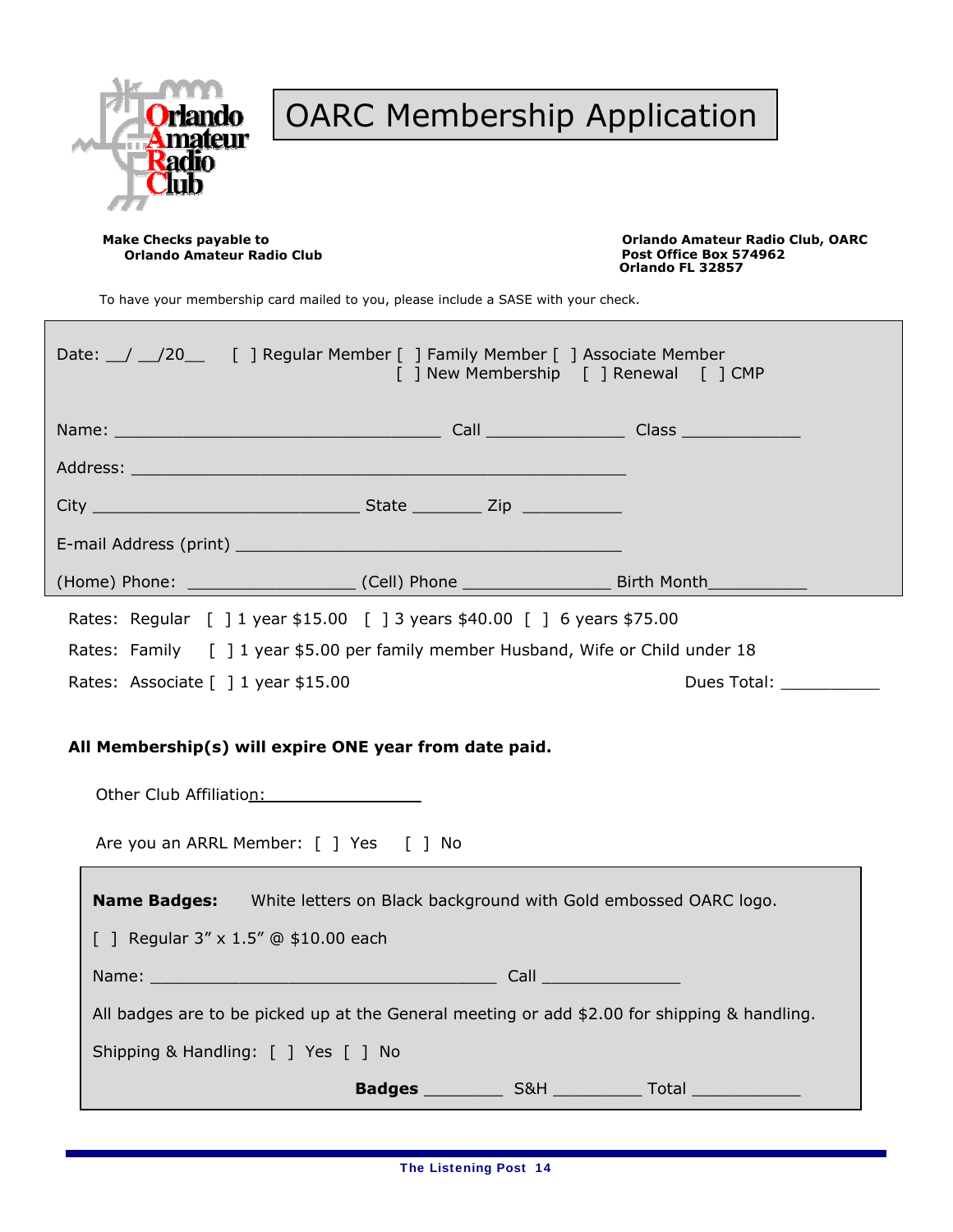# OARC Membership Application

**Make Checks payable to**
**Orlando Amateur Radio Club**

**Orlando Amateur Radio Club, OARC**
**Post Office Box 574962**
**Orlando FL 32857**

To have your membership card mailed to you, please include a SASE with your check.

Date: __/ __/20__ [ ] Regular Member [ ] Family Member [ ] Associate Member
[ ] New Membership [ ] Renewal [ ] CMP

Name: ________________________________ Call ______________ Class ____________

Address: _________________________________________________

City __________________________ State _______ Zip __________

E-mail Address (print) ______________________________________

(Home) Phone: ________________ (Cell) Phone _______________ Birth Month__________

Rates: Regular [ ] 1 year $15.00 [ ] 3 years $40.00 [ ] 6 years $75.00

Rates: Family [ ] 1 year $5.00 per family member Husband, Wife or Child under 18

Rates: Associate [ ] 1 year $15.00

Dues Total: __________

**All Membership(s) will expire ONE year from date paid.**

Other Club Affiliation: _______________

Are you an ARRL Member: [ ] Yes [ ] No

**Name Badges:** White letters on Black background with Gold embossed OARC logo.

[ ] Regular 3" x 1.5" @ $10.00 each

Name: __________________________________ Call ______________

All badges are to be picked up at the General meeting or add $2.00 for shipping & handling.

Shipping & Handling: [ ] Yes [ ] No

**Badges** ________ S&H _________ Total ___________